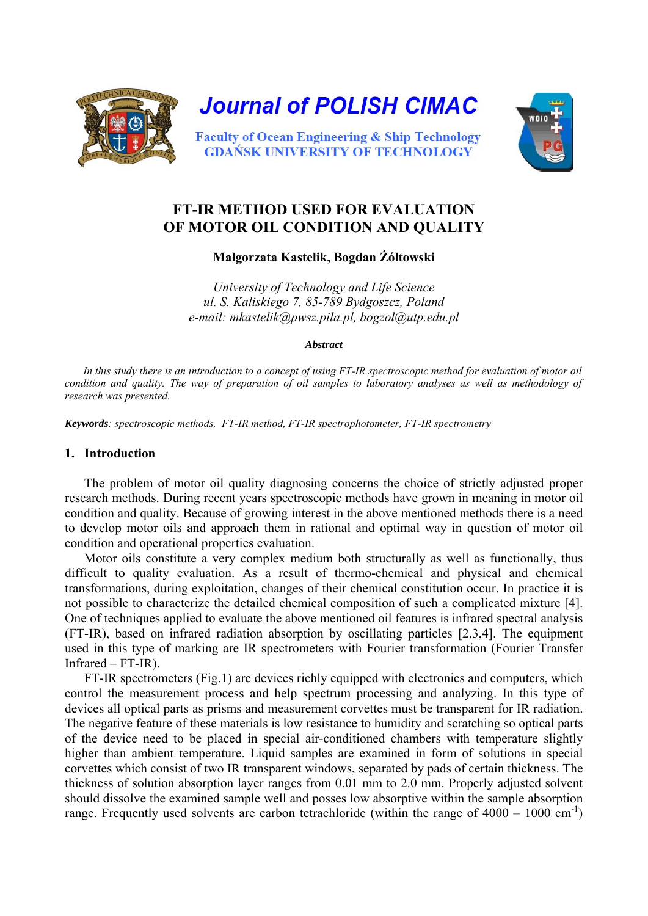# Journal of POLISH CIMAC

Faculty of Ocean Engineering & Ship Technology
GDAŃSK UNIVERSITY OF TECHNOLOGY

## FT-IR METHOD USED FOR EVALUATION OF MOTOR OIL CONDITION AND QUALITY

**Małgorzata Kastelik, Bogdan Żółtowski**

*University of Technology and Life Science*
*ul. S. Kaliskiego 7, 85-789 Bydgoszcz, Poland*
*e-mail: mkastelik@pwsz.pila.pl, bogzol@utp.edu.pl*

***Abstract***

*In this study there is an introduction to a concept of using FT-IR spectroscopic method for evaluation of motor oil condition and quality. The way of preparation of oil samples to laboratory analyses as well as methodology of research was presented.*

***Keywords**: spectroscopic methods, FT-IR method, FT-IR spectrophotometer, FT-IR spectrometry*

## 1. Introduction

The problem of motor oil quality diagnosing concerns the choice of strictly adjusted proper research methods. During recent years spectroscopic methods have grown in meaning in motor oil condition and quality. Because of growing interest in the above mentioned methods there is a need to develop motor oils and approach them in rational and optimal way in question of motor oil condition and operational properties evaluation.

Motor oils constitute a very complex medium both structurally as well as functionally, thus difficult to quality evaluation. As a result of thermo-chemical and physical and chemical transformations, during exploitation, changes of their chemical constitution occur. In practice it is not possible to characterize the detailed chemical composition of such a complicated mixture [4]. One of techniques applied to evaluate the above mentioned oil features is infrared spectral analysis (FT-IR), based on infrared radiation absorption by oscillating particles [2,3,4]. The equipment used in this type of marking are IR spectrometers with Fourier transformation (Fourier Transfer Infrared – FT-IR).

FT-IR spectrometers (Fig.1) are devices richly equipped with electronics and computers, which control the measurement process and help spectrum processing and analyzing. In this type of devices all optical parts as prisms and measurement corvettes must be transparent for IR radiation. The negative feature of these materials is low resistance to humidity and scratching so optical parts of the device need to be placed in special air-conditioned chambers with temperature slightly higher than ambient temperature. Liquid samples are examined in form of solutions in special corvettes which consist of two IR transparent windows, separated by pads of certain thickness. The thickness of solution absorption layer ranges from 0.01 mm to 2.0 mm. Properly adjusted solvent should dissolve the examined sample well and posses low absorptive within the sample absorption range. Frequently used solvents are carbon tetrachloride (within the range of 4000 – 1000 $cm^{-1}$)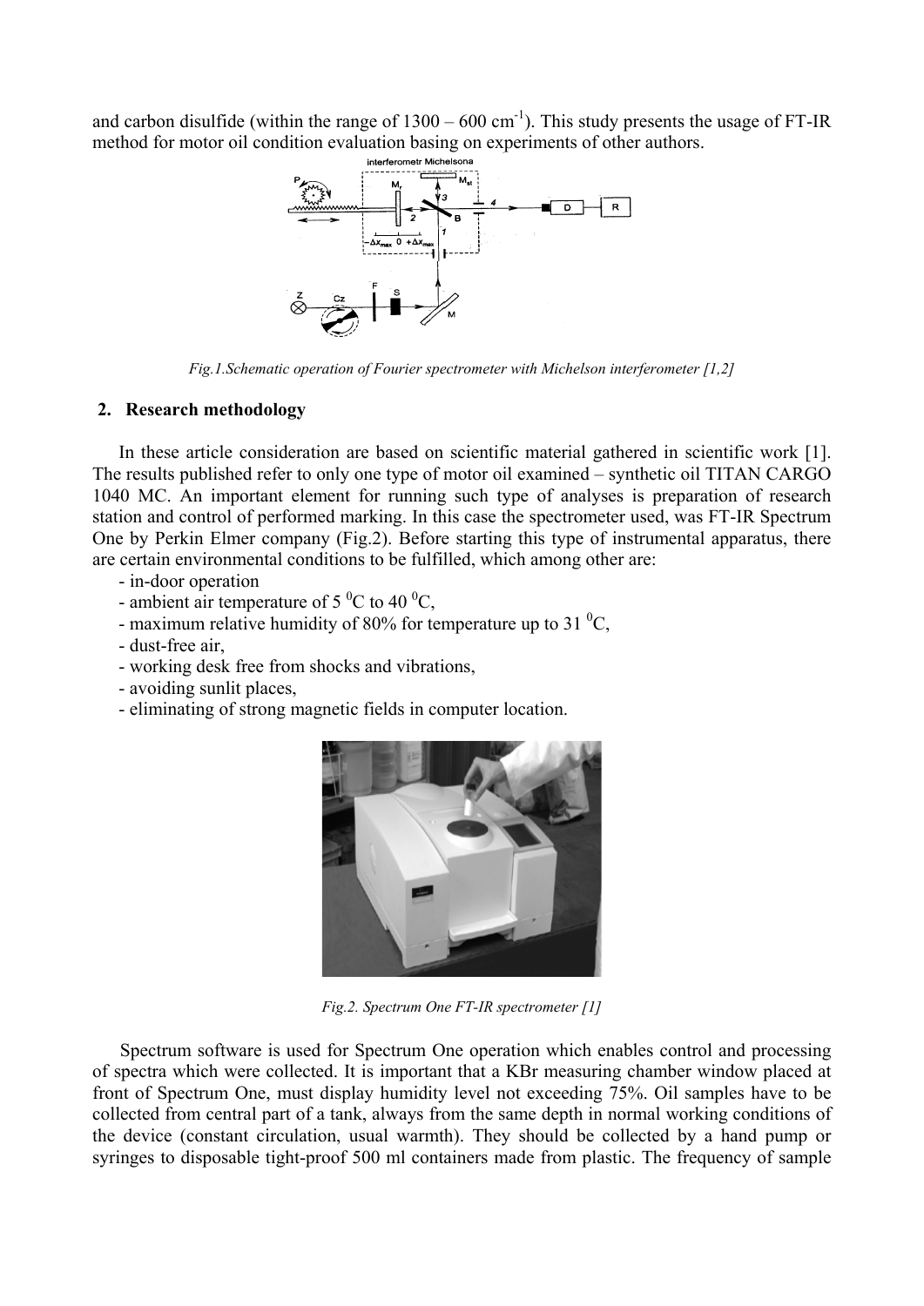and carbon disulfide (within the range of 1300 – 600 $cm^{-1}$). This study presents the usage of FT-IR method for motor oil condition evaluation basing on experiments of other authors.

*Fig.1.Schematic operation of Fourier spectrometer with Michelson interferometer [1,2]*

## 2. Research methodology

In these article consideration are based on scientific material gathered in scientific work [1]. The results published refer to only one type of motor oil examined – synthetic oil TITAN CARGO 1040 MC. An important element for running such type of analyses is preparation of research station and control of performed marking. In this case the spectrometer used, was FT-IR Spectrum One by Perkin Elmer company (Fig.2). Before starting this type of instrumental apparatus, there are certain environmental conditions to be fulfilled, which among other are:

- in-door operation
- ambient air temperature of 5 $^0$C to 40 $^0$C,
- maximum relative humidity of 80% for temperature up to 31 $^0$C,
- dust-free air,
- working desk free from shocks and vibrations,
- avoiding sunlit places,
- eliminating of strong magnetic fields in computer location.

*Fig.2. Spectrum One FT-IR spectrometer [1]*

Spectrum software is used for Spectrum One operation which enables control and processing of spectra which were collected. It is important that a KBr measuring chamber window placed at front of Spectrum One, must display humidity level not exceeding 75%. Oil samples have to be collected from central part of a tank, always from the same depth in normal working conditions of the device (constant circulation, usual warmth). They should be collected by a hand pump or syringes to disposable tight-proof 500 ml containers made from plastic. The frequency of sample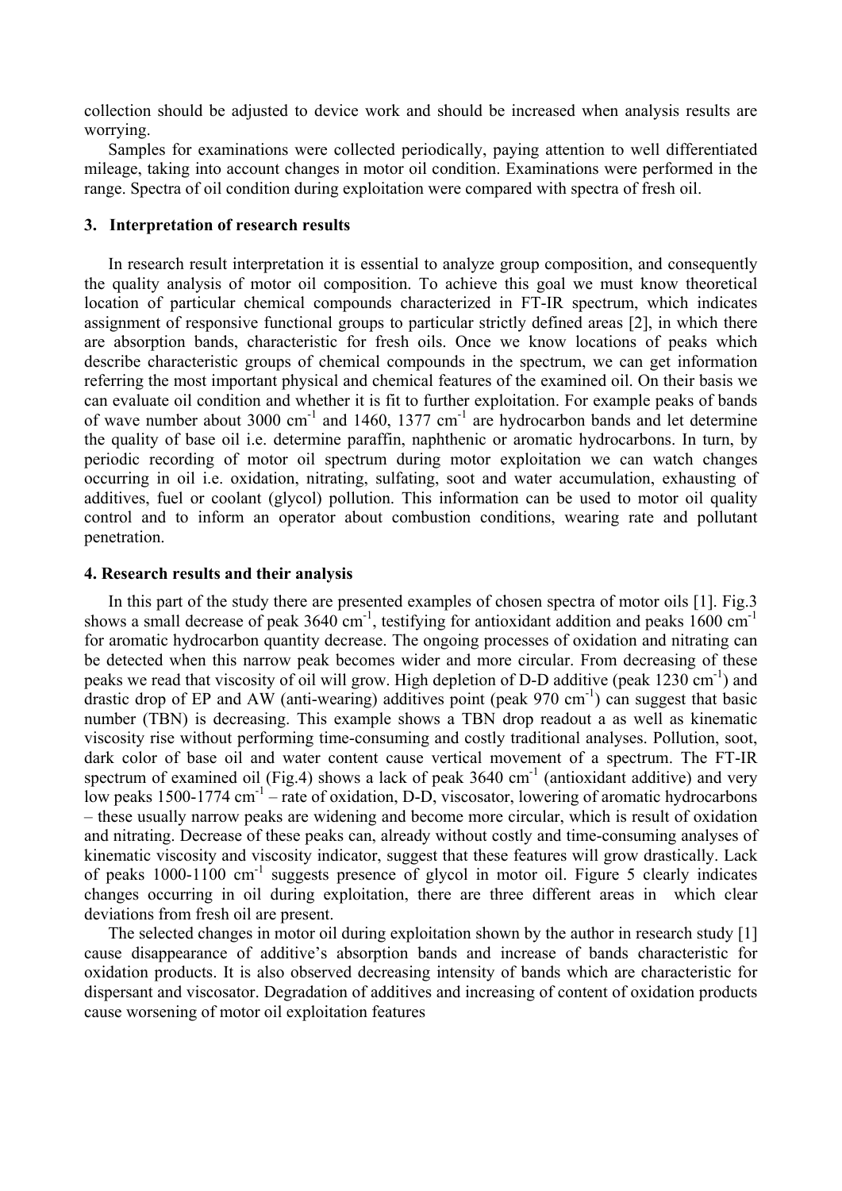collection should be adjusted to device work and should be increased when analysis results are worrying.

Samples for examinations were collected periodically, paying attention to well differentiated mileage, taking into account changes in motor oil condition. Examinations were performed in the range. Spectra of oil condition during exploitation were compared with spectra of fresh oil.

## 3. Interpretation of research results

In research result interpretation it is essential to analyze group composition, and consequently the quality analysis of motor oil composition. To achieve this goal we must know theoretical location of particular chemical compounds characterized in FT-IR spectrum, which indicates assignment of responsive functional groups to particular strictly defined areas [2], in which there are absorption bands, characteristic for fresh oils. Once we know locations of peaks which describe characteristic groups of chemical compounds in the spectrum, we can get information referring the most important physical and chemical features of the examined oil. On their basis we can evaluate oil condition and whether it is fit to further exploitation. For example peaks of bands of wave number about 3000 $cm^{-1}$ and 1460, 1377 $cm^{-1}$ are hydrocarbon bands and let determine the quality of base oil i.e. determine paraffin, naphthenic or aromatic hydrocarbons. In turn, by periodic recording of motor oil spectrum during motor exploitation we can watch changes occurring in oil i.e. oxidation, nitrating, sulfating, soot and water accumulation, exhausting of additives, fuel or coolant (glycol) pollution. This information can be used to motor oil quality control and to inform an operator about combustion conditions, wearing rate and pollutant penetration.

## 4. Research results and their analysis

In this part of the study there are presented examples of chosen spectra of motor oils [1]. Fig.3 shows a small decrease of peak 3640 $cm^{-1}$, testifying for antioxidant addition and peaks 1600 $cm^{-1}$ for aromatic hydrocarbon quantity decrease. The ongoing processes of oxidation and nitrating can be detected when this narrow peak becomes wider and more circular. From decreasing of these peaks we read that viscosity of oil will grow. High depletion of D-D additive (peak 1230 $cm^{-1}$) and drastic drop of EP and AW (anti-wearing) additives point (peak 970 $cm^{-1}$) can suggest that basic number (TBN) is decreasing. This example shows a TBN drop readout a as well as kinematic viscosity rise without performing time-consuming and costly traditional analyses. Pollution, soot, dark color of base oil and water content cause vertical movement of a spectrum. The FT-IR spectrum of examined oil (Fig.4) shows a lack of peak 3640 $cm^{-1}$ (antioxidant additive) and very low peaks 1500-1774 $cm^{-1}$ – rate of oxidation, D-D, viscosator, lowering of aromatic hydrocarbons – these usually narrow peaks are widening and become more circular, which is result of oxidation and nitrating. Decrease of these peaks can, already without costly and time-consuming analyses of kinematic viscosity and viscosity indicator, suggest that these features will grow drastically. Lack of peaks 1000-1100 $cm^{-1}$ suggests presence of glycol in motor oil. Figure 5 clearly indicates changes occurring in oil during exploitation, there are three different areas in which clear deviations from fresh oil are present.

The selected changes in motor oil during exploitation shown by the author in research study [1] cause disappearance of additive's absorption bands and increase of bands characteristic for oxidation products. It is also observed decreasing intensity of bands which are characteristic for dispersant and viscosator. Degradation of additives and increasing of content of oxidation products cause worsening of motor oil exploitation features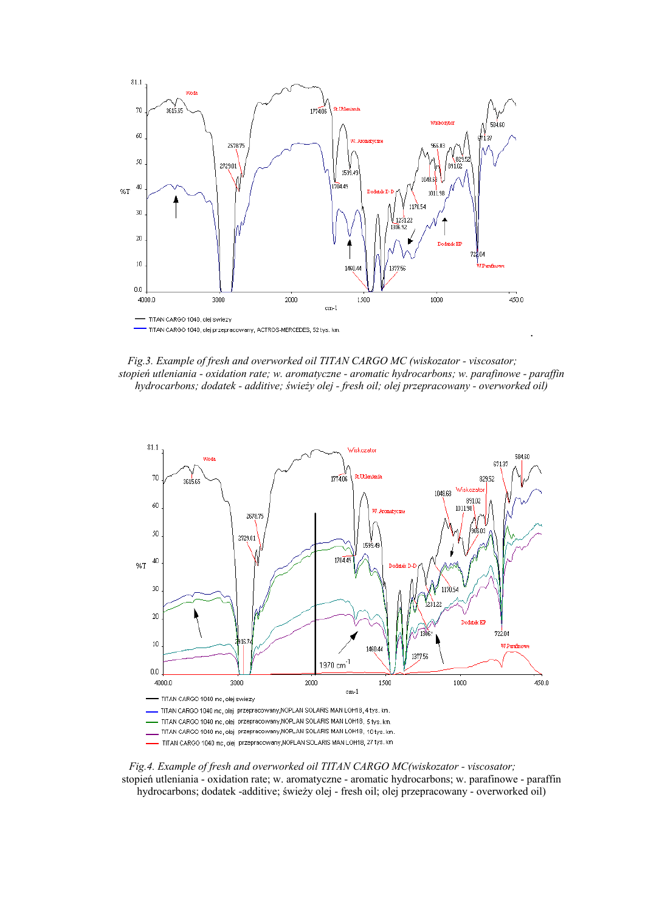*Fig.3. Example of fresh and overworked oil TITAN CARGO MC (wiskozator - viscosator; stopień utleniania - oxidation rate; w. aromatyczne - aromatic hydrocarbons; w. parafinowe - paraffin hydrocarbons; dodatek - additive; świeży olej - fresh oil; olej przepracowany - overworked oil)*

*Fig.4. Example of fresh and overworked oil TITAN CARGO MC(wiskozator - viscosator;* stopień utleniania - oxidation rate; w. aromatyczne - aromatic hydrocarbons; w. parafinowe - paraffin hydrocarbons; dodatek -additive; świeży olej - fresh oil; olej przepracowany - overworked oil)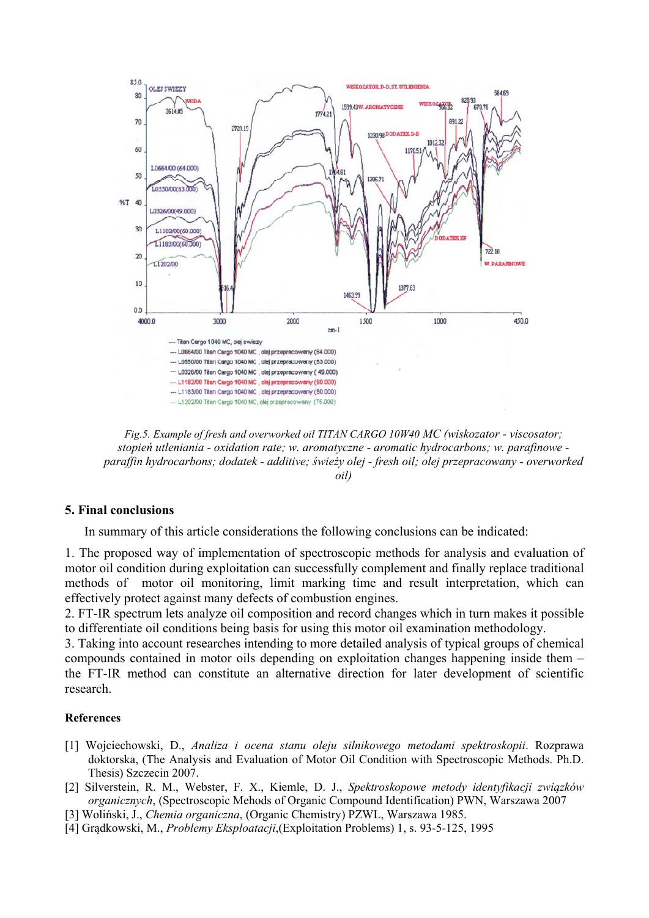Fig.5. Example of fresh and overworked oil TITAN CARGO 10W40 MC (wiskozator - viscosator; stopień utleniania - oxidation rate; w. aromatyczne - aromatic hydrocarbons; w. parafinowe - paraffin hydrocarbons; dodatek - additive; świeży olej - fresh oil; olej przepracowany - overworked oil)

## 5. Final conclusions

In summary of this article considerations the following conclusions can be indicated:

1. The proposed way of implementation of spectroscopic methods for analysis and evaluation of motor oil condition during exploitation can successfully complement and finally replace traditional methods of motor oil monitoring, limit marking time and result interpretation, which can effectively protect against many defects of combustion engines.
2. FT-IR spectrum lets analyze oil composition and record changes which in turn makes it possible to differentiate oil conditions being basis for using this motor oil examination methodology.
3. Taking into account researches intending to more detailed analysis of typical groups of chemical compounds contained in motor oils depending on exploitation changes happening inside them – the FT-IR method can constitute an alternative direction for later development of scientific research.

### References

[1] Wojciechowski, D., *Analiza i ocena stanu oleju silnikowego metodami spektroskopii*. Rozprawa doktorska, (The Analysis and Evaluation of Motor Oil Condition with Spectroscopic Methods. Ph.D. Thesis) Szczecin 2007.

[2] Silverstein, R. M., Webster, F. X., Kiemle, D. J., *Spektroskopowe metody identyfikacji związków organicznych*, (Spectroscopic Mehods of Organic Compound Identification) PWN, Warszawa 2007

[3] Woliński, J., *Chemia organiczna*, (Organic Chemistry) PZWL, Warszawa 1985.

[4] Grądkowski, M., *Problemy Eksploatacji*,(Exploitation Problems) 1, s. 93-5-125, 1995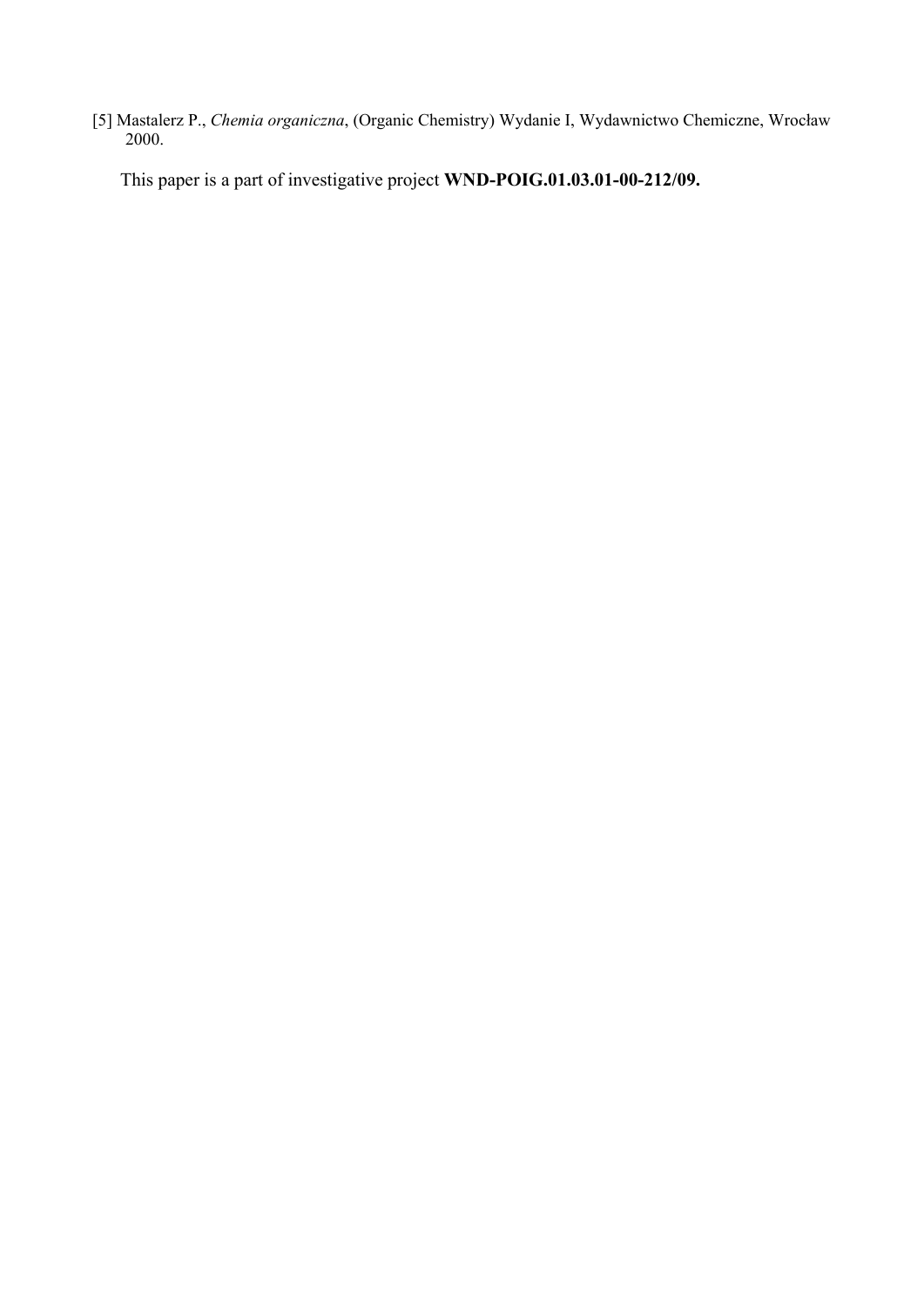[5] Mastalerz P., *Chemia organiczna*, (Organic Chemistry) Wydanie I, Wydawnictwo Chemiczne, Wrocław 2000.

This paper is a part of investigative project **WND-POIG.01.03.01-00-212/09.**